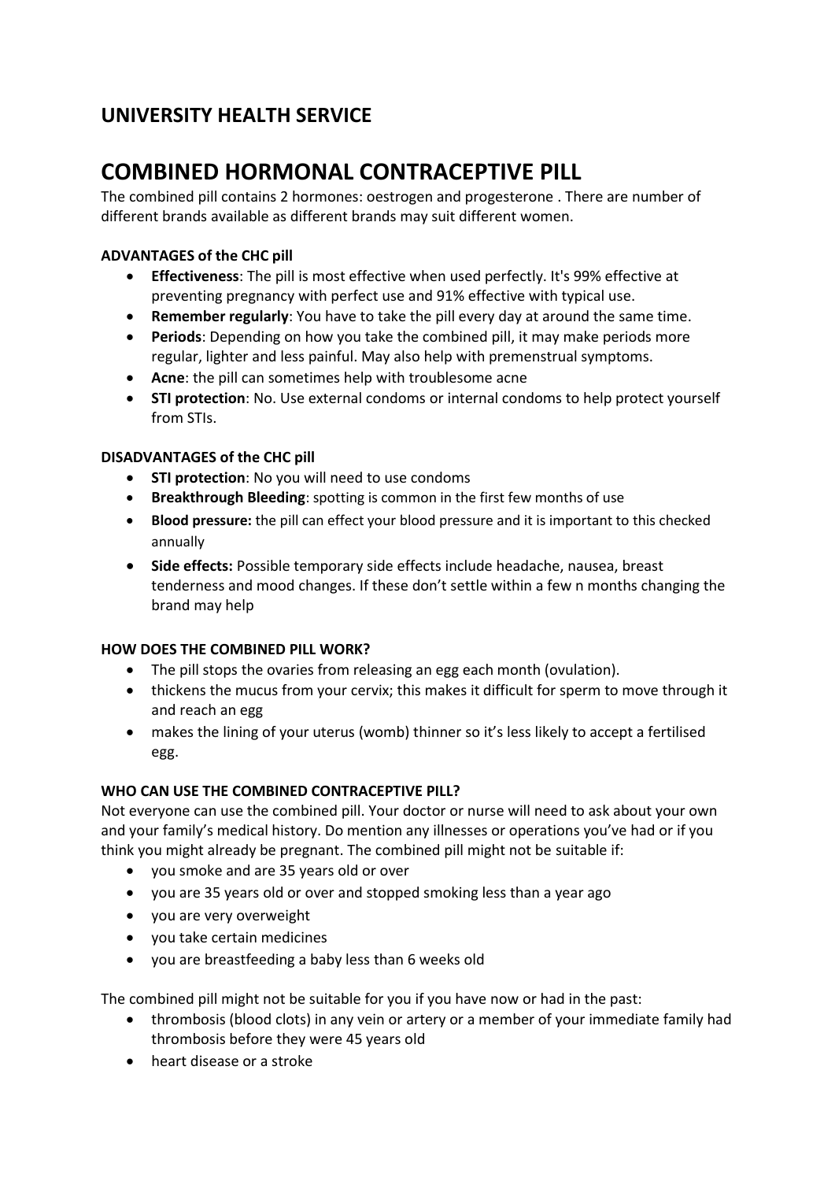## UNIVERSITY HEALTH SERVICE

# COMBINED HORMONAL CONTRACEPTIVE PILL

The combined pill contains 2 hormones: oestrogen and progesterone . There are number of different brands available as different brands may suit different women.

**ADVANTAGES of the CHC pill**

- **Effectiveness**: The pill is most effective when used perfectly. It's 99% effective at preventing pregnancy with perfect use and 91% effective with typical use.
- **Remember regularly**: You have to take the pill every day at around the same time.
- **Periods**: Depending on how you take the combined pill, it may make periods more regular, lighter and less painful. May also help with premenstrual symptoms.
- **Acne**: the pill can sometimes help with troublesome acne
- **STI protection**: No. Use external condoms or internal condoms to help protect yourself from STIs.

**DISADVANTAGES of the CHC pill**

- **STI protection**: No you will need to use condoms
- **Breakthrough Bleeding**: spotting is common in the first few months of use
- **Blood pressure:** the pill can effect your blood pressure and it is important to this checked annually
- **Side effects:** Possible temporary side effects include headache, nausea, breast tenderness and mood changes. If these don't settle within a few n months changing the brand may help

**HOW DOES THE COMBINED PILL WORK?**

- The pill stops the ovaries from releasing an egg each month (ovulation).
- thickens the mucus from your cervix; this makes it difficult for sperm to move through it and reach an egg
- makes the lining of your uterus (womb) thinner so it's less likely to accept a fertilised egg.

**WHO CAN USE THE COMBINED CONTRACEPTIVE PILL?**

Not everyone can use the combined pill. Your doctor or nurse will need to ask about your own and your family's medical history. Do mention any illnesses or operations you've had or if you think you might already be pregnant. The combined pill might not be suitable if:

- you smoke and are 35 years old or over
- you are 35 years old or over and stopped smoking less than a year ago
- you are very overweight
- you take certain medicines
- you are breastfeeding a baby less than 6 weeks old

The combined pill might not be suitable for you if you have now or had in the past:

- thrombosis (blood clots) in any vein or artery or a member of your immediate family had thrombosis before they were 45 years old
- heart disease or a stroke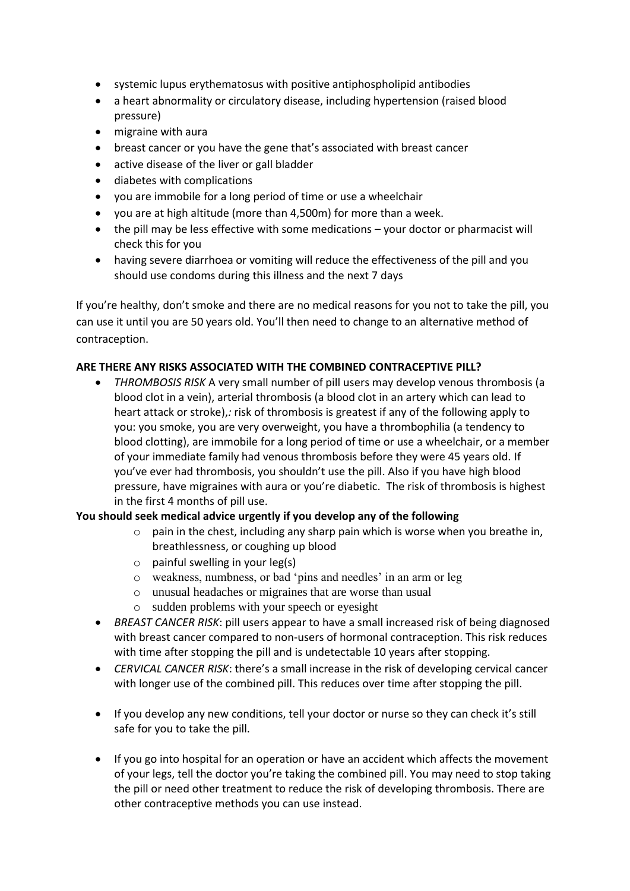- systemic lupus erythematosus with positive antiphospholipid antibodies
- a heart abnormality or circulatory disease, including hypertension (raised blood pressure)
- migraine with aura
- breast cancer or you have the gene that's associated with breast cancer
- active disease of the liver or gall bladder
- diabetes with complications
- you are immobile for a long period of time or use a wheelchair
- you are at high altitude (more than 4,500m) for more than a week.
- the pill may be less effective with some medications – your doctor or pharmacist will check this for you
- having severe diarrhoea or vomiting will reduce the effectiveness of the pill and you should use condoms during this illness and the next 7 days

If you're healthy, don't smoke and there are no medical reasons for you not to take the pill, you can use it until you are 50 years old. You'll then need to change to an alternative method of contraception.

**ARE THERE ANY RISKS ASSOCIATED WITH THE COMBINED CONTRACEPTIVE PILL?**

- *THROMBOSIS RISK* A very small number of pill users may develop venous thrombosis (a blood clot in a vein), arterial thrombosis (a blood clot in an artery which can lead to heart attack or stroke),: risk of thrombosis is greatest if any of the following apply to you: you smoke, you are very overweight, you have a thrombophilia (a tendency to blood clotting), are immobile for a long period of time or use a wheelchair, or a member of your immediate family had venous thrombosis before they were 45 years old. If you've ever had thrombosis, you shouldn't use the pill. Also if you have high blood pressure, have migraines with aura or you're diabetic. The risk of thrombosis is highest in the first 4 months of pill use.

**You should seek medical advice urgently if you develop any of the following**

  - pain in the chest, including any sharp pain which is worse when you breathe in, breathlessness, or coughing up blood
  - painful swelling in your leg(s)
  - weakness, numbness, or bad 'pins and needles' in an arm or leg
  - unusual headaches or migraines that are worse than usual
  - sudden problems with your speech or eyesight

- *BREAST CANCER RISK*: pill users appear to have a small increased risk of being diagnosed with breast cancer compared to non-users of hormonal contraception. This risk reduces with time after stopping the pill and is undetectable 10 years after stopping.
- *CERVICAL CANCER RISK*: there's a small increase in the risk of developing cervical cancer with longer use of the combined pill. This reduces over time after stopping the pill.
- If you develop any new conditions, tell your doctor or nurse so they can check it's still safe for you to take the pill.
- If you go into hospital for an operation or have an accident which affects the movement of your legs, tell the doctor you're taking the combined pill. You may need to stop taking the pill or need other treatment to reduce the risk of developing thrombosis. There are other contraceptive methods you can use instead.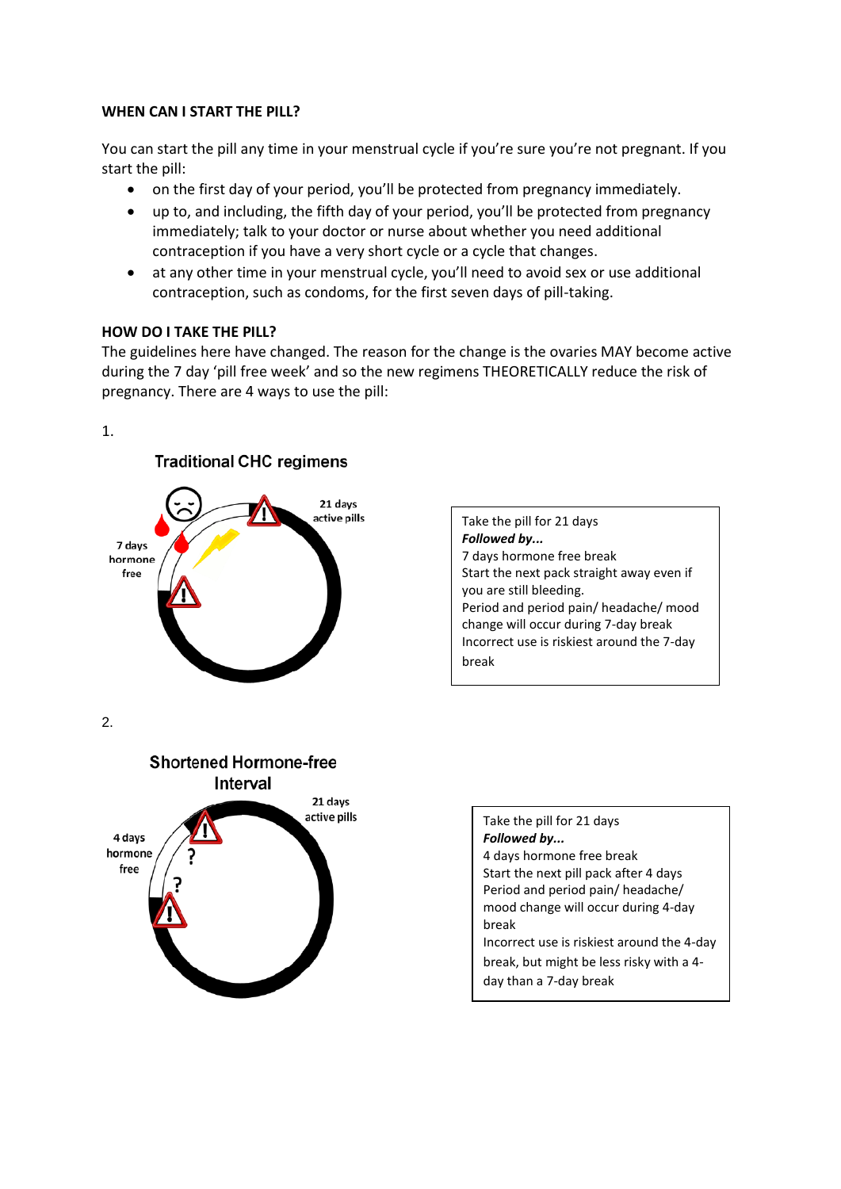**WHEN CAN I START THE PILL?**

You can start the pill any time in your menstrual cycle if you're sure you're not pregnant. If you start the pill:

- on the first day of your period, you'll be protected from pregnancy immediately.
- up to, and including, the fifth day of your period, you'll be protected from pregnancy immediately; talk to your doctor or nurse about whether you need additional contraception if you have a very short cycle or a cycle that changes.
- at any other time in your menstrual cycle, you'll need to avoid sex or use additional contraception, such as condoms, for the first seven days of pill-taking.

**HOW DO I TAKE THE PILL?**

The guidelines here have changed. The reason for the change is the ovaries MAY become active during the 7 day 'pill free week' and so the new regimens THEORETICALLY reduce the risk of pregnancy. There are 4 ways to use the pill:

1.

Traditional CHC regimens

7 days hormone free

21 days active pills

Take the pill for 21 days
***Followed by...***
7 days hormone free break
Start the next pack straight away even if you are still bleeding.
Period and period pain/ headache/ mood change will occur during 7-day break
Incorrect use is riskiest around the 7-day break

2.

Shortened Hormone-free Interval

4 days hormone free

21 days active pills

Take the pill for 21 days
***Followed by...***
4 days hormone free break
Start the next pill pack after 4 days
Period and period pain/ headache/ mood change will occur during 4-day break
Incorrect use is riskiest around the 4-day break, but might be less risky with a 4-day than a 7-day break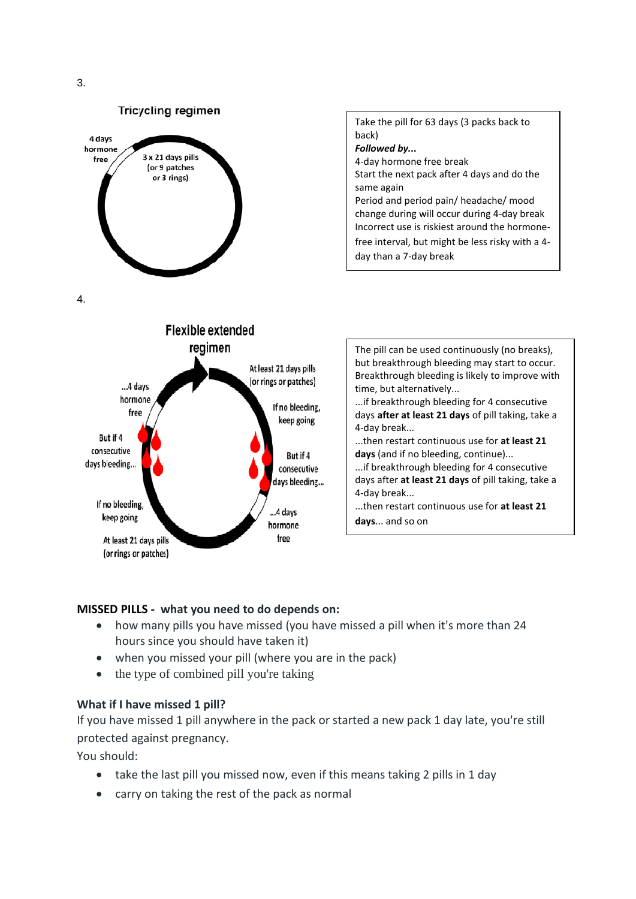3.

**Tricycling regimen**

4 days hormone free

3 x 21 days pills (or 9 patches or 3 rings)

Take the pill for 63 days (3 packs back to back)
***Followed by...***
4-day hormone free break
Start the next pack after 4 days and do the same again
Period and period pain/ headache/ mood change during will occur during 4-day break
Incorrect use is riskiest around the hormone-free interval, but might be less risky with a 4-day than a 7-day break

4.

**Flexible extended regimen**

At least 21 days pills (or rings or patches)

If no bleeding, keep going

But if 4 consecutive days bleeding...

...4 days hormone free

At least 21 days pills (or rings or patches)

If no bleeding, keep going

But if 4 consecutive days bleeding...

...4 days hormone free

The pill can be used continuously (no breaks), but breakthrough bleeding may start to occur. Breakthrough bleeding is likely to improve with time, but alternatively...
...if breakthrough bleeding for 4 consecutive days **after at least 21 days** of pill taking, take a 4-day break...
...then restart continuous use for **at least 21 days** (and if no bleeding, continue)...
...if breakthrough bleeding for 4 consecutive days after **at least 21 days** of pill taking, take a 4-day break...
...then restart continuous use for **at least 21 days**... and so on

**MISSED PILLS - what you need to do depends on:**

- how many pills you have missed (you have missed a pill when it's more than 24 hours since you should have taken it)
- when you missed your pill (where you are in the pack)
- the type of combined pill you're taking

**What if I have missed 1 pill?**

If you have missed 1 pill anywhere in the pack or started a new pack 1 day late, you're still protected against pregnancy.

You should:

- take the last pill you missed now, even if this means taking 2 pills in 1 day
- carry on taking the rest of the pack as normal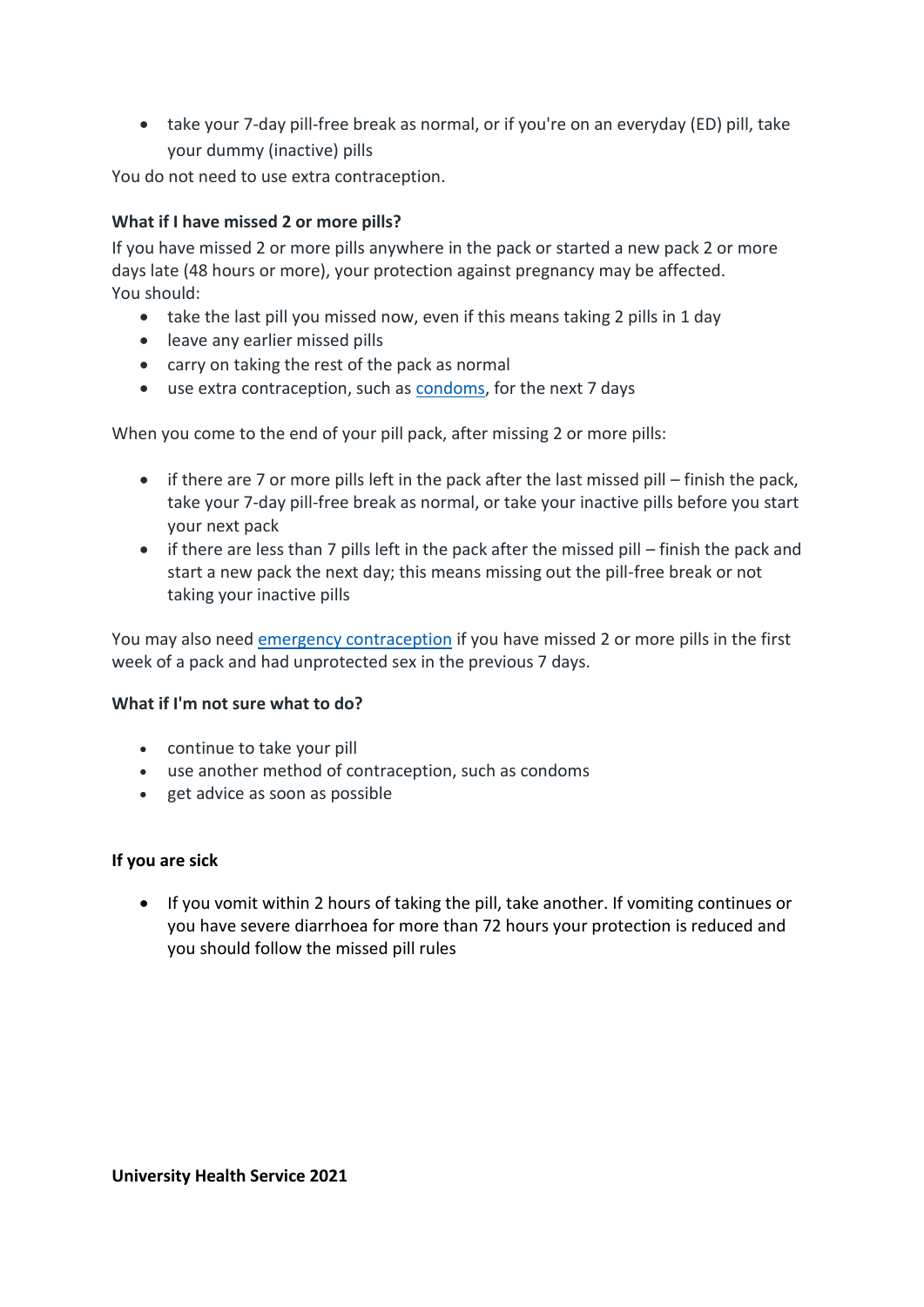- take your 7-day pill-free break as normal, or if you're on an everyday (ED) pill, take your dummy (inactive) pills

You do not need to use extra contraception.

**What if I have missed 2 or more pills?**

If you have missed 2 or more pills anywhere in the pack or started a new pack 2 or more days late (48 hours or more), your protection against pregnancy may be affected.
You should:

- take the last pill you missed now, even if this means taking 2 pills in 1 day
- leave any earlier missed pills
- carry on taking the rest of the pack as normal
- use extra contraception, such as condoms, for the next 7 days

When you come to the end of your pill pack, after missing 2 or more pills:

- if there are 7 or more pills left in the pack after the last missed pill – finish the pack, take your 7-day pill-free break as normal, or take your inactive pills before you start your next pack
- if there are less than 7 pills left in the pack after the missed pill – finish the pack and start a new pack the next day; this means missing out the pill-free break or not taking your inactive pills

You may also need emergency contraception if you have missed 2 or more pills in the first week of a pack and had unprotected sex in the previous 7 days.

**What if I'm not sure what to do?**

- continue to take your pill
- use another method of contraception, such as condoms
- get advice as soon as possible

**If you are sick**

- If you vomit within 2 hours of taking the pill, take another. If vomiting continues or you have severe diarrhoea for more than 72 hours your protection is reduced and you should follow the missed pill rules

**University Health Service 2021**